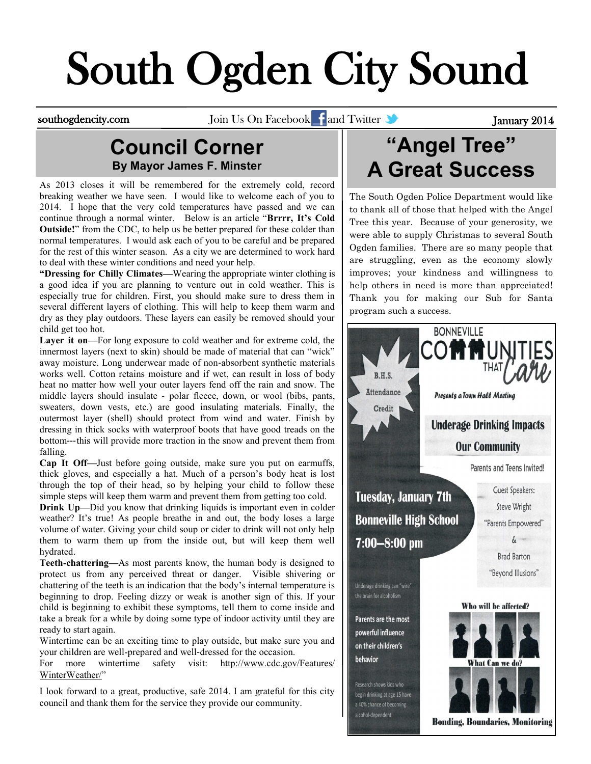# South Ogden City Sound

southogdencity.com — Join Us On Facebook and Twitter — January 2014

## Council Corner

**By Mayor James F. Minster**

As 2013 closes it will be remembered for the extremely cold, record breaking weather we have seen. I would like to welcome each of you to 2014. I hope that the very cold temperatures have passed and we can continue through a normal winter. Below is an article "**Brrrr, It's Cold Outside!**" from the CDC, to help us be better prepared for these colder than normal temperatures. I would ask each of you to be careful and be prepared for the rest of this winter season. As a city we are determined to work hard to deal with these winter conditions and need your help.

**"Dressing for Chilly Climates—**Wearing the appropriate winter clothing is a good idea if you are planning to venture out in cold weather. This is especially true for children. First, you should make sure to dress them in several different layers of clothing. This will help to keep them warm and dry as they play outdoors. These layers can easily be removed should your child get too hot.

**Layer it on—**For long exposure to cold weather and for extreme cold, the innermost layers (next to skin) should be made of material that can "wick" away moisture. Long underwear made of non-absorbent synthetic materials works well. Cotton retains moisture and if wet, can result in loss of body heat no matter how well your outer layers fend off the rain and snow. The middle layers should insulate - polar fleece, down, or wool (bibs, pants, sweaters, down vests, etc.) are good insulating materials. Finally, the outermost layer (shell) should protect from wind and water. Finish by dressing in thick socks with waterproof boots that have good treads on the bottom---this will provide more traction in the snow and prevent them from falling.

**Cap It Off—**Just before going outside, make sure you put on earmuffs, thick gloves, and especially a hat. Much of a person's body heat is lost through the top of their head, so by helping your child to follow these simple steps will keep them warm and prevent them from getting too cold.

**Drink Up—**Did you know that drinking liquids is important even in colder weather? It's true! As people breathe in and out, the body loses a large volume of water. Giving your child soup or cider to drink will not only help them to warm them up from the inside out, but will keep them well hydrated.

**Teeth-chattering—**As most parents know, the human body is designed to protect us from any perceived threat or danger. Visible shivering or chattering of the teeth is an indication that the body's internal temperature is beginning to drop. Feeling dizzy or weak is another sign of this. If your child is beginning to exhibit these symptoms, tell them to come inside and take a break for a while by doing some type of indoor activity until they are ready to start again.

Wintertime can be an exciting time to play outside, but make sure you and your children are well-prepared and well-dressed for the occasion.

For more wintertime safety visit: http://www.cdc.gov/Features/WinterWeather/"

I look forward to a great, productive, safe 2014. I am grateful for this city council and thank them for the service they provide our community.

## "Angel Tree" A Great Success

The South Ogden Police Department would like to thank all of those that helped with the Angel Tree this year. Because of your generosity, we were able to supply Christmas to several South Ogden families. There are so many people that are struggling, even as the economy slowly improves; your kindness and willingness to help others in need is more than appreciated! Thank you for making our Sub for Santa program such a success.

**BONNEVILLE COMMUNITIES THAT Care**

*Presents a Town Hall Meeting*

**Underage Drinking Impacts Our Community**

Parents and Teens Invited!

B.H.S. Attendance Credit

**Tuesday, January 7th**
**Bonneville High School**
**7:00–8:00 pm**

Guest Speakers:
Steve Wright "Parents Empowered"
&
Brad Barton "Beyond Illusions"

Underage drinking can "wire" the brain for alcoholism

Parents are the most powerful influence on their children's behavior

Research shows kids who begin drinking at age 15 have a 40% chance of becoming alcohol-dependent

**Who will be affected?**

**What Can we do?**

**Bonding, Boundaries, Monitoring**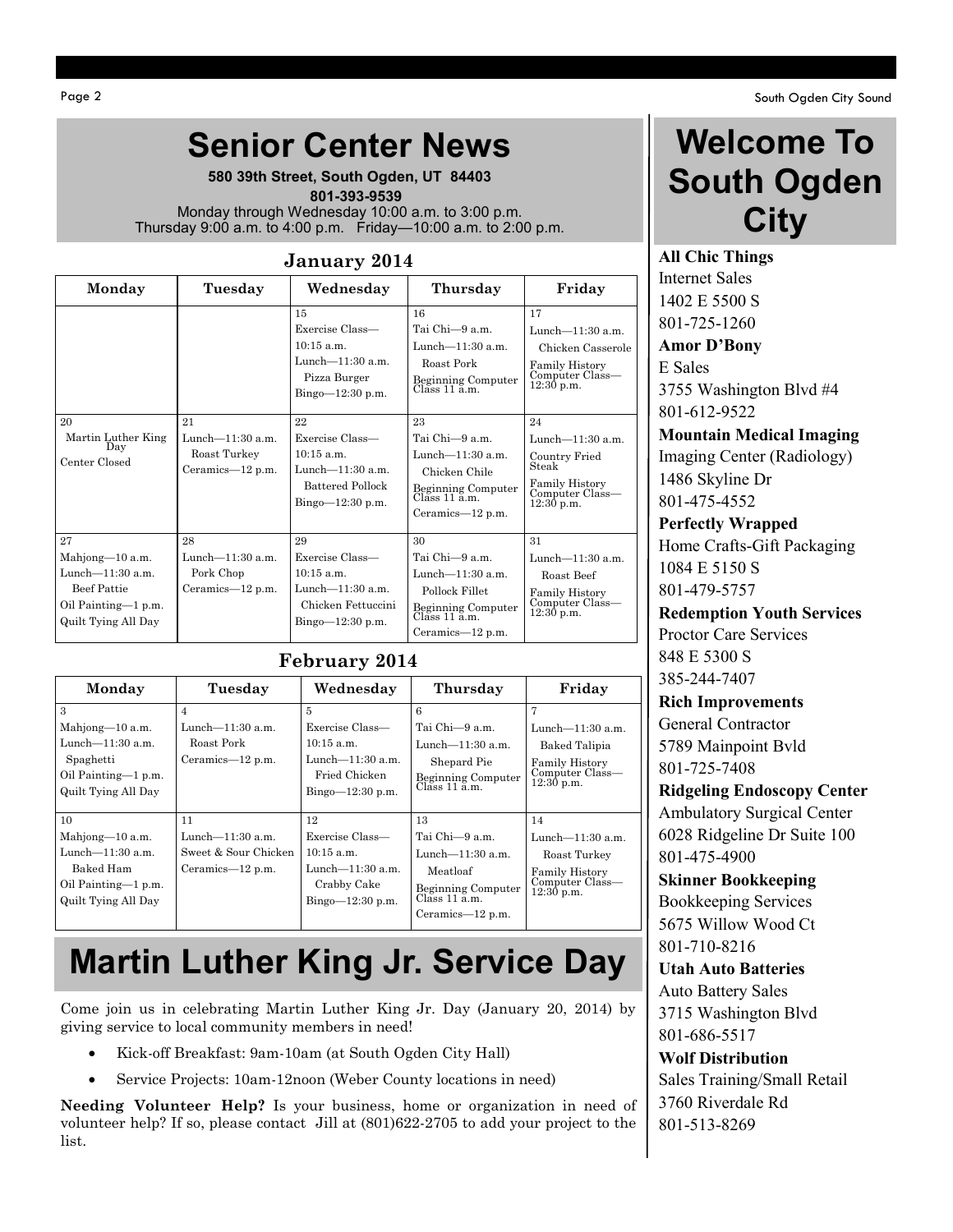# Senior Center News

**580 39th Street, South Ogden, UT 84403**

**801-393-9539**

Monday through Wednesday 10:00 a.m. to 3:00 p.m.
Thursday 9:00 a.m. to 4:00 p.m. Friday—10:00 a.m. to 2:00 p.m.

### January 2014

| Monday | Tuesday | Wednesday | Thursday | Friday |
|---|---|---|---|---|
| | | 15<br>Exercise Class—10:15 a.m.<br>Lunch—11:30 a.m.<br>Pizza Burger<br>Bingo—12:30 p.m. | 16<br>Tai Chi—9 a.m.<br>Lunch—11:30 a.m.<br>Roast Pork<br>Beginning Computer Class 11 a.m. | 17<br>Lunch—11:30 a.m.<br>Chicken Casserole<br>Family History Computer Class—12:30 p.m. |
| 20<br>Martin Luther King Day<br>Center Closed | 21<br>Lunch—11:30 a.m.<br>Roast Turkey<br>Ceramics—12 p.m. | 22<br>Exercise Class—10:15 a.m.<br>Lunch—11:30 a.m.<br>Battered Pollock<br>Bingo—12:30 p.m. | 23<br>Tai Chi—9 a.m.<br>Lunch—11:30 a.m.<br>Chicken Chile<br>Beginning Computer Class 11 a.m.<br>Ceramics—12 p.m. | 24<br>Lunch—11:30 a.m.<br>Country Fried Steak<br>Family History Computer Class—12:30 p.m. |
| 27<br>Mahjong—10 a.m.<br>Lunch—11:30 a.m.<br>Beef Pattie<br>Oil Painting—1 p.m.<br>Quilt Tying All Day | 28<br>Lunch—11:30 a.m.<br>Pork Chop<br>Ceramics—12 p.m. | 29<br>Exercise Class—10:15 a.m.<br>Lunch—11:30 a.m.<br>Chicken Fettuccini<br>Bingo—12:30 p.m. | 30<br>Tai Chi—9 a.m.<br>Lunch—11:30 a.m.<br>Pollock Fillet<br>Beginning Computer Class 11 a.m.<br>Ceramics—12 p.m. | 31<br>Lunch—11:30 a.m.<br>Roast Beef<br>Family History Computer Class—12:30 p.m. |

### February 2014

| Monday | Tuesday | Wednesday | Thursday | Friday |
|---|---|---|---|---|
| 3<br>Mahjong—10 a.m.<br>Lunch—11:30 a.m.<br>Spaghetti<br>Oil Painting—1 p.m.<br>Quilt Tying All Day | 4<br>Lunch—11:30 a.m.<br>Roast Pork<br>Ceramics—12 p.m. | 5<br>Exercise Class—10:15 a.m.<br>Lunch—11:30 a.m.<br>Fried Chicken<br>Bingo—12:30 p.m. | 6<br>Tai Chi—9 a.m.<br>Lunch—11:30 a.m.<br>Shepard Pie<br>Beginning Computer Class 11 a.m. | 7<br>Lunch—11:30 a.m.<br>Baked Talipia<br>Family History Computer Class—12:30 p.m. |
| 10<br>Mahjong—10 a.m.<br>Lunch—11:30 a.m.<br>Baked Ham<br>Oil Painting—1 p.m.<br>Quilt Tying All Day | 11<br>Lunch—11:30 a.m.<br>Sweet & Sour Chicken<br>Ceramics—12 p.m. | 12<br>Exercise Class—10:15 a.m.<br>Lunch—11:30 a.m.<br>Crabby Cake<br>Bingo—12:30 p.m. | 13<br>Tai Chi—9 a.m.<br>Lunch—11:30 a.m.<br>Meatloaf<br>Beginning Computer Class 11 a.m.<br>Ceramics—12 p.m. | 14<br>Lunch—11:30 a.m.<br>Roast Turkey<br>Family History Computer Class—12:30 p.m. |

# Martin Luther King Jr. Service Day

Come join us in celebrating Martin Luther King Jr. Day (January 20, 2014) by giving service to local community members in need!

- Kick-off Breakfast: 9am-10am (at South Ogden City Hall)
- Service Projects: 10am-12noon (Weber County locations in need)

**Needing Volunteer Help?** Is your business, home or organization in need of volunteer help? If so, please contact Jill at (801)622-2705 to add your project to the list.

# Welcome To South Ogden City

**All Chic Things**
Internet Sales
1402 E 5500 S
801-725-1260

**Amor D'Bony**
E Sales
3755 Washington Blvd #4
801-612-9522

**Mountain Medical Imaging**
Imaging Center (Radiology)
1486 Skyline Dr
801-475-4552

**Perfectly Wrapped**
Home Crafts-Gift Packaging
1084 E 5150 S
801-479-5757

**Redemption Youth Services**
Proctor Care Services
848 E 5300 S
385-244-7407

**Rich Improvements**
General Contractor
5789 Mainpoint Bvld
801-725-7408

**Ridgeling Endoscopy Center**
Ambulatory Surgical Center
6028 Ridgeline Dr Suite 100
801-475-4900

**Skinner Bookkeeping**
Bookkeeping Services
5675 Willow Wood Ct
801-710-8216

**Utah Auto Batteries**
Auto Battery Sales
3715 Washington Blvd
801-686-5517

**Wolf Distribution**
Sales Training/Small Retail
3760 Riverdale Rd
801-513-8269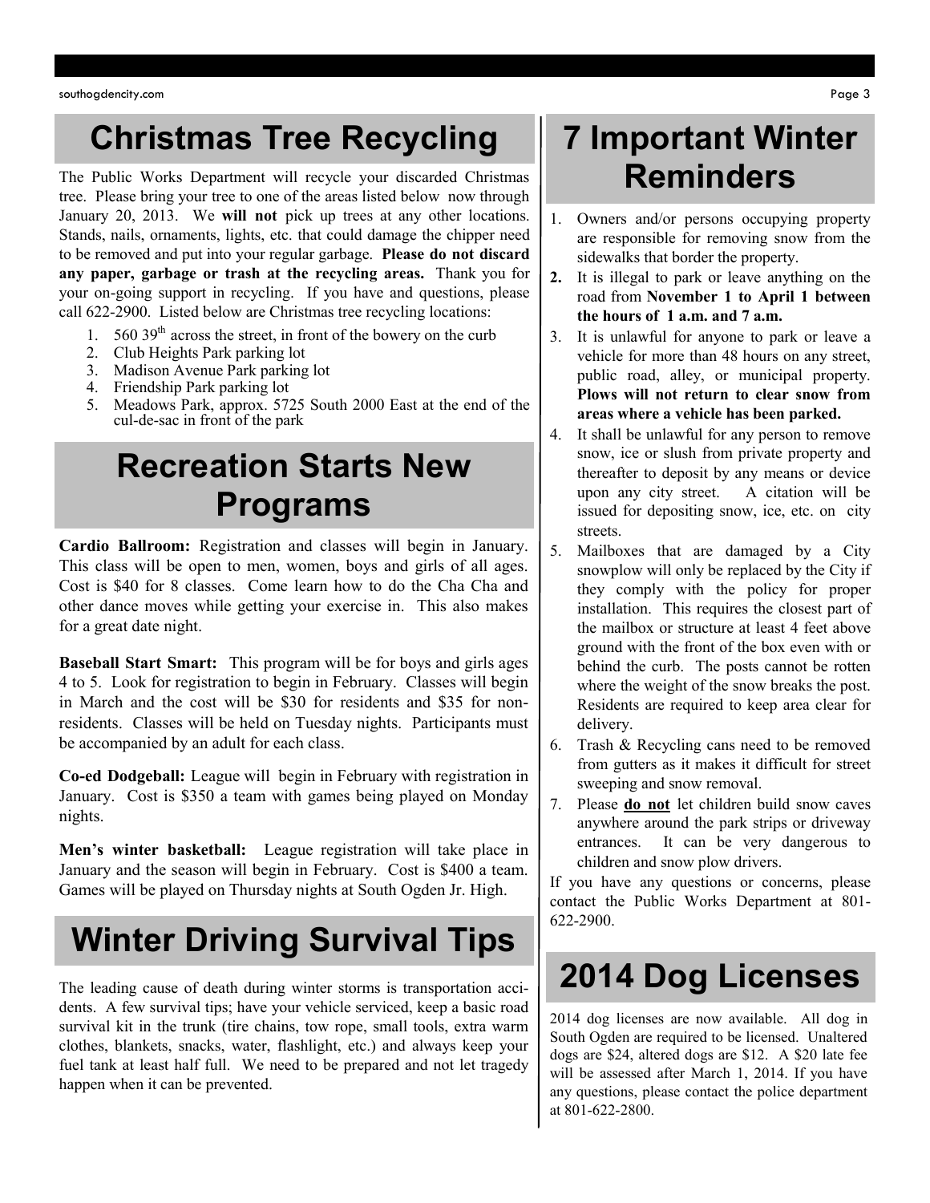## Christmas Tree Recycling

The Public Works Department will recycle your discarded Christmas tree. Please bring your tree to one of the areas listed below now through January 20, 2013. We **will not** pick up trees at any other locations. Stands, nails, ornaments, lights, etc. that could damage the chipper need to be removed and put into your regular garbage. **Please do not discard any paper, garbage or trash at the recycling areas.** Thank you for your on-going support in recycling. If you have and questions, please call 622-2900. Listed below are Christmas tree recycling locations:

1. 560 39th across the street, in front of the bowery on the curb
2. Club Heights Park parking lot
3. Madison Avenue Park parking lot
4. Friendship Park parking lot
5. Meadows Park, approx. 5725 South 2000 East at the end of the cul-de-sac in front of the park

## Recreation Starts New Programs

**Cardio Ballroom:** Registration and classes will begin in January. This class will be open to men, women, boys and girls of all ages. Cost is $40 for 8 classes. Come learn how to do the Cha Cha and other dance moves while getting your exercise in. This also makes for a great date night.

**Baseball Start Smart:** This program will be for boys and girls ages 4 to 5. Look for registration to begin in February. Classes will begin in March and the cost will be $30 for residents and $35 for non-residents. Classes will be held on Tuesday nights. Participants must be accompanied by an adult for each class.

**Co-ed Dodgeball:** League will begin in February with registration in January. Cost is $350 a team with games being played on Monday nights.

**Men's winter basketball:** League registration will take place in January and the season will begin in February. Cost is $400 a team. Games will be played on Thursday nights at South Ogden Jr. High.

## Winter Driving Survival Tips

The leading cause of death during winter storms is transportation accidents. A few survival tips; have your vehicle serviced, keep a basic road survival kit in the trunk (tire chains, tow rope, small tools, extra warm clothes, blankets, snacks, water, flashlight, etc.) and always keep your fuel tank at least half full. We need to be prepared and not let tragedy happen when it can be prevented.

## 7 Important Winter Reminders

1. Owners and/or persons occupying property are responsible for removing snow from the sidewalks that border the property.
2. It is illegal to park or leave anything on the road from **November 1 to April 1 between the hours of 1 a.m. and 7 a.m.**
3. It is unlawful for anyone to park or leave a vehicle for more than 48 hours on any street, public road, alley, or municipal property. **Plows will not return to clear snow from areas where a vehicle has been parked.**
4. It shall be unlawful for any person to remove snow, ice or slush from private property and thereafter to deposit by any means or device upon any city street. A citation will be issued for depositing snow, ice, etc. on city streets.
5. Mailboxes that are damaged by a City snowplow will only be replaced by the City if they comply with the policy for proper installation. This requires the closest part of the mailbox or structure at least 4 feet above ground with the front of the box even with or behind the curb. The posts cannot be rotten where the weight of the snow breaks the post. Residents are required to keep area clear for delivery.
6. Trash & Recycling cans need to be removed from gutters as it makes it difficult for street sweeping and snow removal.
7. Please **do not** let children build snow caves anywhere around the park strips or driveway entrances. It can be very dangerous to children and snow plow drivers.

If you have any questions or concerns, please contact the Public Works Department at 801-622-2900.

## 2014 Dog Licenses

2014 dog licenses are now available. All dog in South Ogden are required to be licensed. Unaltered dogs are $24, altered dogs are $12. A $20 late fee will be assessed after March 1, 2014. If you have any questions, please contact the police department at 801-622-2800.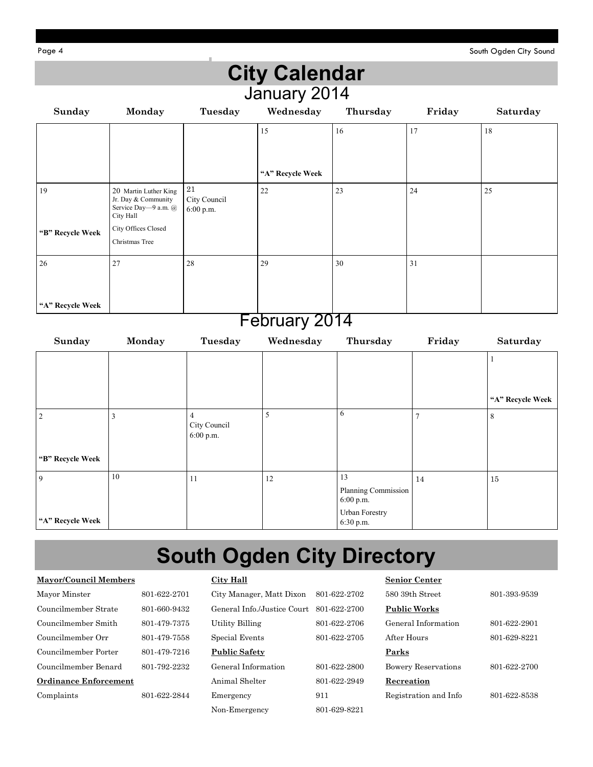// City Calendar

## January 2014

| Sunday | Monday | Tuesday | Wednesday | Thursday | Friday | Saturday |
|---|---|---|---|---|---|---|
| | | | 15<br>**"A" Recycle Week** | 16 | 17 | 18 |
| 19<br>**"B" Recycle Week** | 20 Martin Luther King Jr. Day & Community Service Day—9 a.m. @ City Hall<br>City Offices Closed<br>Christmas Tree | 21<br>City Council<br>6:00 p.m. | 22 | 23 | 24 | 25 |
| 26<br>**"A" Recycle Week** | 27 | 28 | 29 | 30 | 31 | |

## February 2014

| Sunday | Monday | Tuesday | Wednesday | Thursday | Friday | Saturday |
|---|---|---|---|---|---|---|
| | | | | | | 1<br>**"A" Recycle Week** |
| 2<br>**"B" Recycle Week** | 3 | 4<br>City Council<br>6:00 p.m. | 5 | 6 | 7 | 8 |
| 9<br>**"A" Recycle Week** | 10 | 11 | 12 | 13<br>Planning Commission<br>6:00 p.m.<br>Urban Forestry<br>6:30 p.m. | 14 | 15 |

# South Ogden City Directory

**Mayor/Council Members**

| | |
|---|---|
| Mayor Minster | 801-622-2701 |
| Councilmember Strate | 801-660-9432 |
| Councilmember Smith | 801-479-7375 |
| Councilmember Orr | 801-479-7558 |
| Councilmember Porter | 801-479-7216 |
| Councilmember Benard | 801-792-2232 |

**Ordinance Enforcement**

| | |
|---|---|
| Complaints | 801-622-2844 |

**City Hall**

| | |
|---|---|
| City Manager, Matt Dixon | 801-622-2702 |
| General Info./Justice Court | 801-622-2700 |
| Utility Billing | 801-622-2706 |
| Special Events | 801-622-2705 |

**Public Safety**

| | |
|---|---|
| General Information | 801-622-2800 |
| Animal Shelter | 801-622-2949 |
| Emergency | 911 |
| Non-Emergency | 801-629-8221 |

**Senior Center**

| | |
|---|---|
| 580 39th Street | 801-393-9539 |

**Public Works**

| | |
|---|---|
| General Information | 801-622-2901 |
| After Hours | 801-629-8221 |

**Parks**

| | |
|---|---|
| Bowery Reservations | 801-622-2700 |

**Recreation**

| | |
|---|---|
| Registration and Info | 801-622-8538 |